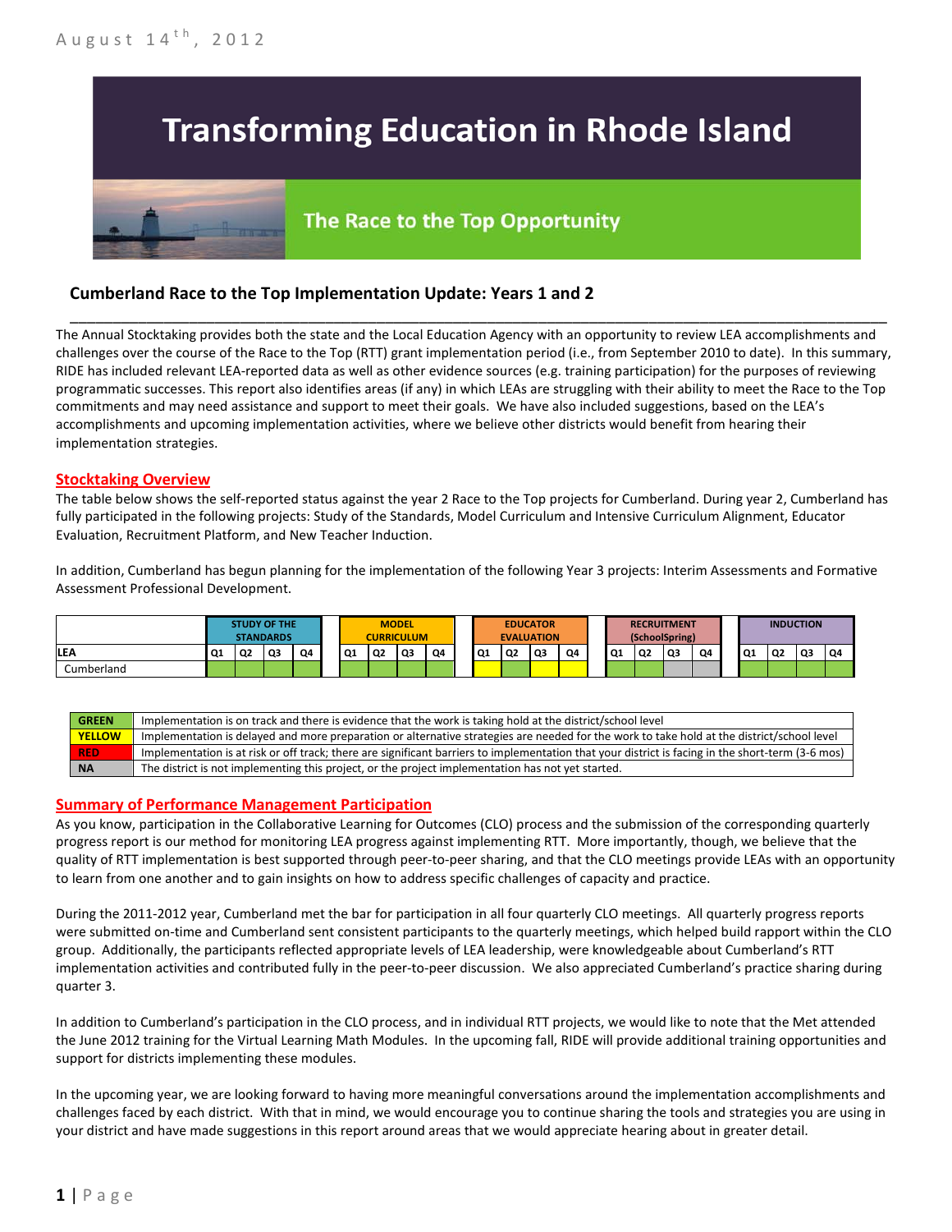August 14th, 2012

# Transforming Education in Rhode Island

## The Race to the Top Opportunity

### Cumberland Race to the Top Implementation Update: Years 1 and 2

The Annual Stocktaking provides both the state and the Local Education Agency with an opportunity to review LEA accomplishments and challenges over the course of the Race to the Top (RTT) grant implementation period (i.e., from September 2010 to date). In this summary, RIDE has included relevant LEA-reported data as well as other evidence sources (e.g. training participation) for the purposes of reviewing programmatic successes. This report also identifies areas (if any) in which LEAs are struggling with their ability to meet the Race to the Top commitments and may need assistance and support to meet their goals. We have also included suggestions, based on the LEA's accomplishments and upcoming implementation activities, where we believe other districts would benefit from hearing their implementation strategies.

## Stocktaking Overview

The table below shows the self-reported status against the year 2 Race to the Top projects for Cumberland. During year 2, Cumberland has fully participated in the following projects: Study of the Standards, Model Curriculum and Intensive Curriculum Alignment, Educator Evaluation, Recruitment Platform, and New Teacher Induction.

In addition, Cumberland has begun planning for the implementation of the following Year 3 projects: Interim Assessments and Formative Assessment Professional Development.

| | STUDY OF THE STANDARDS | | | | MODEL CURRICULUM | | | | EDUCATOR EVALUATION | | | | RECRUITMENT (SchoolSpring) | | | | INDUCTION | | | |
|---|---|---|---|---|---|---|---|---|---|---|---|---|---|---|---|---|---|---|---|---|
| LEA | Q1 | Q2 | Q3 | Q4 | Q1 | Q2 | Q3 | Q4 | Q1 | Q2 | Q3 | Q4 | Q1 | Q2 | Q3 | Q4 | Q1 | Q2 | Q3 | Q4 |
| Cumberland | Green | Green | Green | Green | Green | Green | Green | Green | Yellow | Green | Yellow | Yellow | Green | Green | NA | NA | Green | Green | Green | Green |

| | |
|---|---|
| GREEN | Implementation is on track and there is evidence that the work is taking hold at the district/school level |
| YELLOW | Implementation is delayed and more preparation or alternative strategies are needed for the work to take hold at the district/school level |
| RED | Implementation is at risk or off track; there are significant barriers to implementation that your district is facing in the short-term (3-6 mos) |
| NA | The district is not implementing this project, or the project implementation has not yet started. |

## Summary of Performance Management Participation

As you know, participation in the Collaborative Learning for Outcomes (CLO) process and the submission of the corresponding quarterly progress report is our method for monitoring LEA progress against implementing RTT. More importantly, though, we believe that the quality of RTT implementation is best supported through peer-to-peer sharing, and that the CLO meetings provide LEAs with an opportunity to learn from one another and to gain insights on how to address specific challenges of capacity and practice.

During the 2011-2012 year, Cumberland met the bar for participation in all four quarterly CLO meetings. All quarterly progress reports were submitted on-time and Cumberland sent consistent participants to the quarterly meetings, which helped build rapport within the CLO group. Additionally, the participants reflected appropriate levels of LEA leadership, were knowledgeable about Cumberland's RTT implementation activities and contributed fully in the peer-to-peer discussion. We also appreciated Cumberland's practice sharing during quarter 3.

In addition to Cumberland's participation in the CLO process, and in individual RTT projects, we would like to note that the Met attended the June 2012 training for the Virtual Learning Math Modules. In the upcoming fall, RIDE will provide additional training opportunities and support for districts implementing these modules.

In the upcoming year, we are looking forward to having more meaningful conversations around the implementation accomplishments and challenges faced by each district. With that in mind, we would encourage you to continue sharing the tools and strategies you are using in your district and have made suggestions in this report around areas that we would appreciate hearing about in greater detail.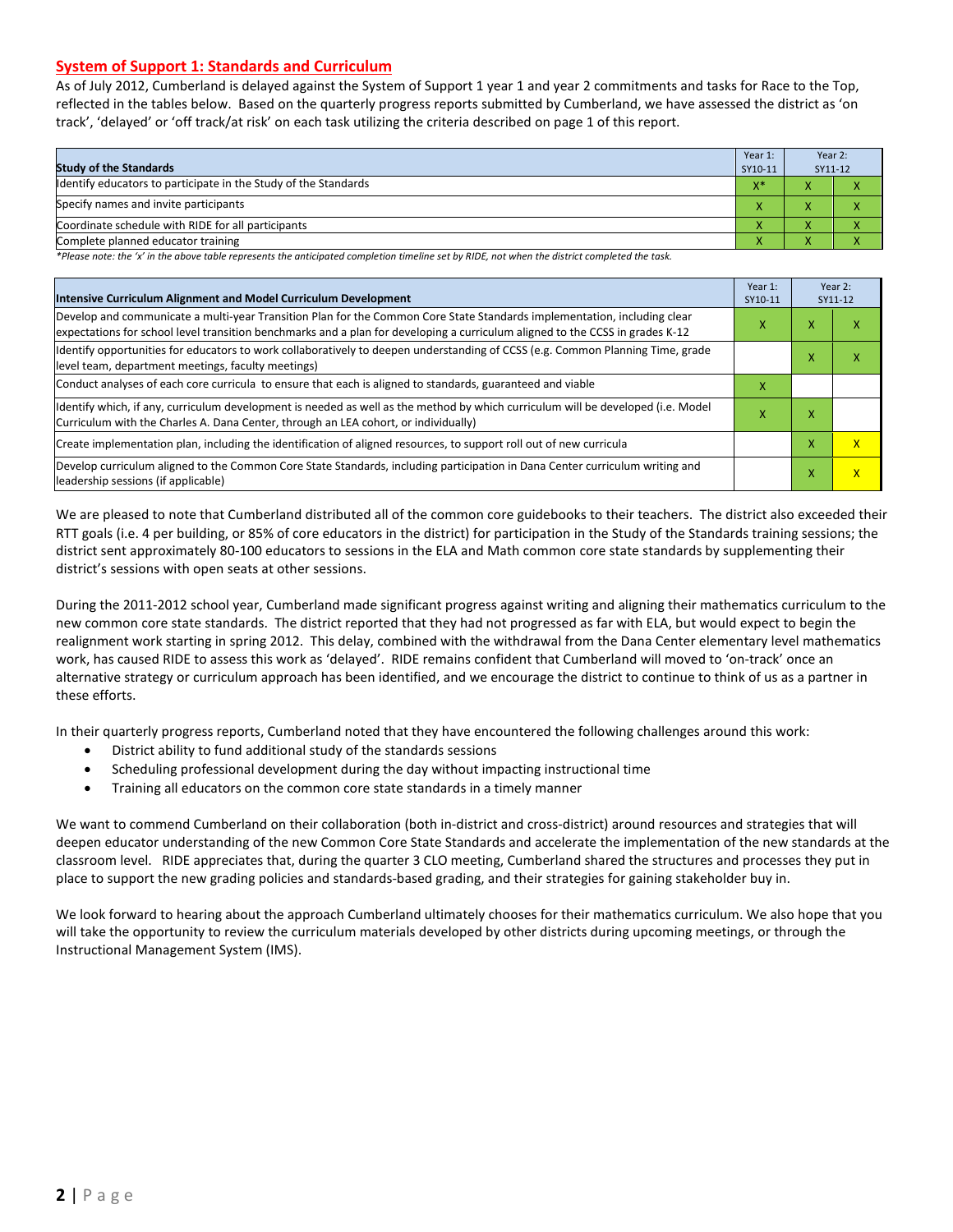## System of Support 1: Standards and Curriculum

As of July 2012, Cumberland is delayed against the System of Support 1 year 1 and year 2 commitments and tasks for Race to the Top, reflected in the tables below. Based on the quarterly progress reports submitted by Cumberland, we have assessed the district as 'on track', 'delayed' or 'off track/at risk' on each task utilizing the criteria described on page 1 of this report.

| Study of the Standards | Year 1: SY10-11 | Year 2: SY11-12 | |
|---|---|---|---|
| Identify educators to participate in the Study of the Standards | X* | X | X |
| Specify names and invite participants | X | X | X |
| Coordinate schedule with RIDE for all participants | X | X | X |
| Complete planned educator training | X | X | X |

*Please note: the 'x' in the above table represents the anticipated completion timeline set by RIDE, not when the district completed the task.

| Intensive Curriculum Alignment and Model Curriculum Development | Year 1: SY10-11 | Year 2: SY11-12 | |
|---|---|---|---|
| Develop and communicate a multi-year Transition Plan for the Common Core State Standards implementation, including clear expectations for school level transition benchmarks and a plan for developing a curriculum aligned to the CCSS in grades K-12 | X | X | X |
| Identify opportunities for educators to work collaboratively to deepen understanding of CCSS (e.g. Common Planning Time, grade level team, department meetings, faculty meetings) | | X | X |
| Conduct analyses of each core curricula to ensure that each is aligned to standards, guaranteed and viable | X | | |
| Identify which, if any, curriculum development is needed as well as the method by which curriculum will be developed (i.e. Model Curriculum with the Charles A. Dana Center, through an LEA cohort, or individually) | X | X | |
| Create implementation plan, including the identification of aligned resources, to support roll out of new curricula | | X | X |
| Develop curriculum aligned to the Common Core State Standards, including participation in Dana Center curriculum writing and leadership sessions (if applicable) | | X | X |

We are pleased to note that Cumberland distributed all of the common core guidebooks to their teachers. The district also exceeded their RTT goals (i.e. 4 per building, or 85% of core educators in the district) for participation in the Study of the Standards training sessions; the district sent approximately 80-100 educators to sessions in the ELA and Math common core state standards by supplementing their district's sessions with open seats at other sessions.

During the 2011-2012 school year, Cumberland made significant progress against writing and aligning their mathematics curriculum to the new common core state standards. The district reported that they had not progressed as far with ELA, but would expect to begin the realignment work starting in spring 2012. This delay, combined with the withdrawal from the Dana Center elementary level mathematics work, has caused RIDE to assess this work as 'delayed'. RIDE remains confident that Cumberland will moved to 'on-track' once an alternative strategy or curriculum approach has been identified, and we encourage the district to continue to think of us as a partner in these efforts.

In their quarterly progress reports, Cumberland noted that they have encountered the following challenges around this work:

- District ability to fund additional study of the standards sessions
- Scheduling professional development during the day without impacting instructional time
- Training all educators on the common core state standards in a timely manner

We want to commend Cumberland on their collaboration (both in-district and cross-district) around resources and strategies that will deepen educator understanding of the new Common Core State Standards and accelerate the implementation of the new standards at the classroom level. RIDE appreciates that, during the quarter 3 CLO meeting, Cumberland shared the structures and processes they put in place to support the new grading policies and standards-based grading, and their strategies for gaining stakeholder buy in.

We look forward to hearing about the approach Cumberland ultimately chooses for their mathematics curriculum. We also hope that you will take the opportunity to review the curriculum materials developed by other districts during upcoming meetings, or through the Instructional Management System (IMS).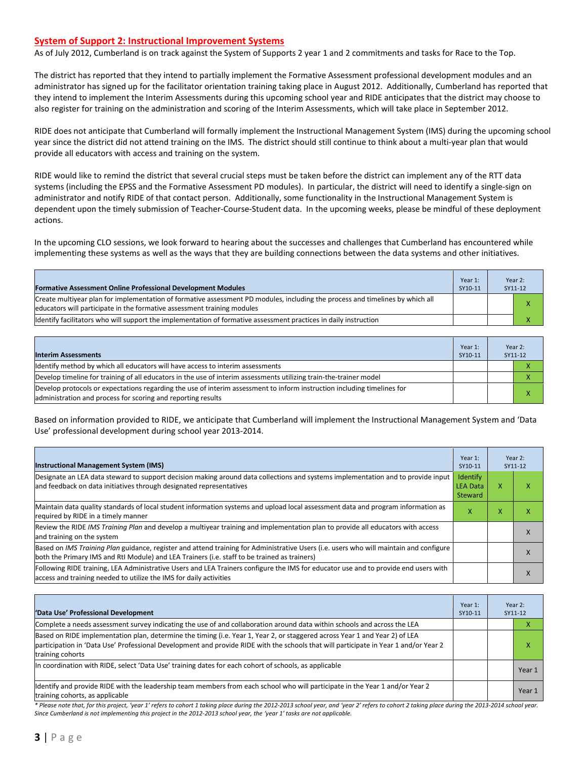## System of Support 2: Instructional Improvement Systems

As of July 2012, Cumberland is on track against the System of Supports 2 year 1 and 2 commitments and tasks for Race to the Top.

The district has reported that they intend to partially implement the Formative Assessment professional development modules and an administrator has signed up for the facilitator orientation training taking place in August 2012. Additionally, Cumberland has reported that they intend to implement the Interim Assessments during this upcoming school year and RIDE anticipates that the district may choose to also register for training on the administration and scoring of the Interim Assessments, which will take place in September 2012.

RIDE does not anticipate that Cumberland will formally implement the Instructional Management System (IMS) during the upcoming school year since the district did not attend training on the IMS. The district should still continue to think about a multi-year plan that would provide all educators with access and training on the system.

RIDE would like to remind the district that several crucial steps must be taken before the district can implement any of the RTT data systems (including the EPSS and the Formative Assessment PD modules). In particular, the district will need to identify a single-sign on administrator and notify RIDE of that contact person. Additionally, some functionality in the Instructional Management System is dependent upon the timely submission of Teacher-Course-Student data. In the upcoming weeks, please be mindful of these deployment actions.

In the upcoming CLO sessions, we look forward to hearing about the successes and challenges that Cumberland has encountered while implementing these systems as well as the ways that they are building connections between the data systems and other initiatives.

| Formative Assessment Online Professional Development Modules | Year 1: SY10-11 | Year 2: SY11-12 | |
|---|---|---|---|
| Create multiyear plan for implementation of formative assessment PD modules, including the process and timelines by which all educators will participate in the formative assessment training modules | | | X |
| Identify facilitators who will support the implementation of formative assessment practices in daily instruction | | | X |

| Interim Assessments | Year 1: SY10-11 | Year 2: SY11-12 | |
|---|---|---|---|
| Identify method by which all educators will have access to interim assessments | | | X |
| Develop timeline for training of all educators in the use of interim assessments utilizing train-the-trainer model | | | X |
| Develop protocols or expectations regarding the use of interim assessment to inform instruction including timelines for administration and process for scoring and reporting results | | | X |

Based on information provided to RIDE, we anticipate that Cumberland will implement the Instructional Management System and 'Data Use' professional development during school year 2013-2014.

| Instructional Management System (IMS) | Year 1: SY10-11 | Year 2: SY11-12 | |
|---|---|---|---|
| Designate an LEA data steward to support decision making around data collections and systems implementation and to provide input and feedback on data initiatives through designated representatives | Identify LEA Data Steward | X | X |
| Maintain data quality standards of local student information systems and upload local assessment data and program information as required by RIDE in a timely manner | X | X | X |
| Review the RIDE *IMS Training Plan* and develop a multiyear training and implementation plan to provide all educators with access and training on the system | | | X |
| Based on *IMS Training Plan* guidance, register and attend training for Administrative Users (i.e. users who will maintain and configure both the Primary IMS and RtI Module) and LEA Trainers (i.e. staff to be trained as trainers) | | | X |
| Following RIDE training, LEA Administrative Users and LEA Trainers configure the IMS for educator use and to provide end users with access and training needed to utilize the IMS for daily activities | | | X |

| 'Data Use' Professional Development | Year 1: SY10-11 | Year 2: SY11-12 | |
|---|---|---|---|
| Complete a needs assessment survey indicating the use of and collaboration around data within schools and across the LEA | | | X |
| Based on RIDE implementation plan, determine the timing (i.e. Year 1, Year 2, or staggered across Year 1 and Year 2) of LEA participation in 'Data Use' Professional Development and provide RIDE with the schools that will participate in Year 1 and/or Year 2 training cohorts | | | X |
| In coordination with RIDE, select 'Data Use' training dates for each cohort of schools, as applicable | | | Year 1 |
| Identify and provide RIDE with the leadership team members from each school who will participate in the Year 1 and/or Year 2 training cohorts, as applicable | | | Year 1 |

*\* Please note that, for this project, 'year 1' refers to cohort 1 taking place during the 2012-2013 school year, and 'year 2' refers to cohort 2 taking place during the 2013-2014 school year. Since Cumberland is not implementing this project in the 2012-2013 school year, the 'year 1' tasks are not applicable.*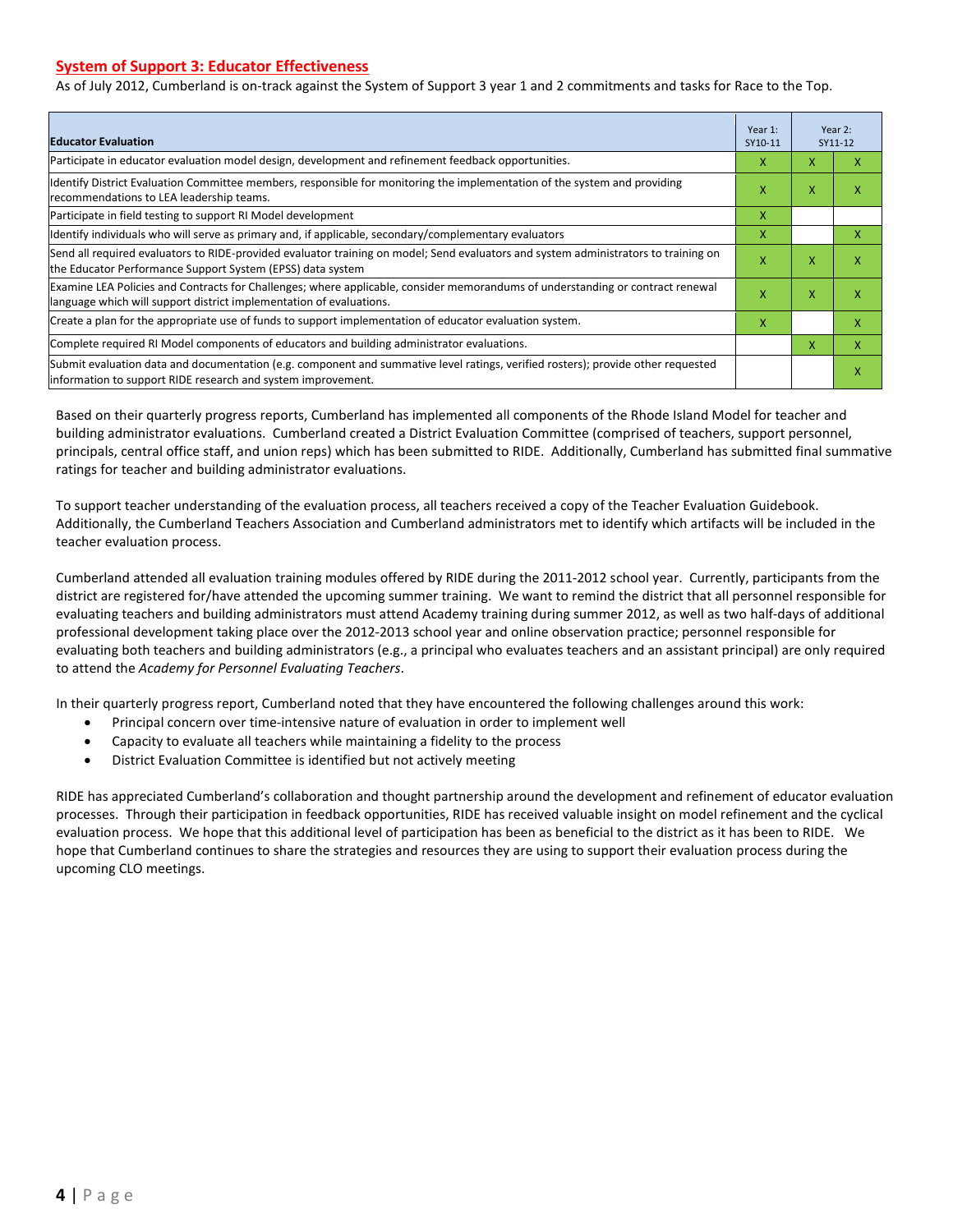## System of Support 3: Educator Effectiveness

As of July 2012, Cumberland is on-track against the System of Support 3 year 1 and 2 commitments and tasks for Race to the Top.

| Educator Evaluation | Year 1: SY10-11 | Year 2: SY11-12 | |
|---|---|---|---|
| Participate in educator evaluation model design, development and refinement feedback opportunities. | X | X | X |
| Identify District Evaluation Committee members, responsible for monitoring the implementation of the system and providing recommendations to LEA leadership teams. | X | X | X |
| Participate in field testing to support RI Model development | X | | |
| Identify individuals who will serve as primary and, if applicable, secondary/complementary evaluators | X | | X |
| Send all required evaluators to RIDE-provided evaluator training on model; Send evaluators and system administrators to training on the Educator Performance Support System (EPSS) data system | X | X | X |
| Examine LEA Policies and Contracts for Challenges; where applicable, consider memorandums of understanding or contract renewal language which will support district implementation of evaluations. | X | X | X |
| Create a plan for the appropriate use of funds to support implementation of educator evaluation system. | X | | X |
| Complete required RI Model components of educators and building administrator evaluations. | | X | X |
| Submit evaluation data and documentation (e.g. component and summative level ratings, verified rosters); provide other requested information to support RIDE research and system improvement. | | | X |

Based on their quarterly progress reports, Cumberland has implemented all components of the Rhode Island Model for teacher and building administrator evaluations. Cumberland created a District Evaluation Committee (comprised of teachers, support personnel, principals, central office staff, and union reps) which has been submitted to RIDE. Additionally, Cumberland has submitted final summative ratings for teacher and building administrator evaluations.

To support teacher understanding of the evaluation process, all teachers received a copy of the Teacher Evaluation Guidebook. Additionally, the Cumberland Teachers Association and Cumberland administrators met to identify which artifacts will be included in the teacher evaluation process.

Cumberland attended all evaluation training modules offered by RIDE during the 2011-2012 school year. Currently, participants from the district are registered for/have attended the upcoming summer training. We want to remind the district that all personnel responsible for evaluating teachers and building administrators must attend Academy training during summer 2012, as well as two half-days of additional professional development taking place over the 2012-2013 school year and online observation practice; personnel responsible for evaluating both teachers and building administrators (e.g., a principal who evaluates teachers and an assistant principal) are only required to attend the *Academy for Personnel Evaluating Teachers*.

In their quarterly progress report, Cumberland noted that they have encountered the following challenges around this work:

- Principal concern over time-intensive nature of evaluation in order to implement well
- Capacity to evaluate all teachers while maintaining a fidelity to the process
- District Evaluation Committee is identified but not actively meeting

RIDE has appreciated Cumberland's collaboration and thought partnership around the development and refinement of educator evaluation processes. Through their participation in feedback opportunities, RIDE has received valuable insight on model refinement and the cyclical evaluation process. We hope that this additional level of participation has been as beneficial to the district as it has been to RIDE. We hope that Cumberland continues to share the strategies and resources they are using to support their evaluation process during the upcoming CLO meetings.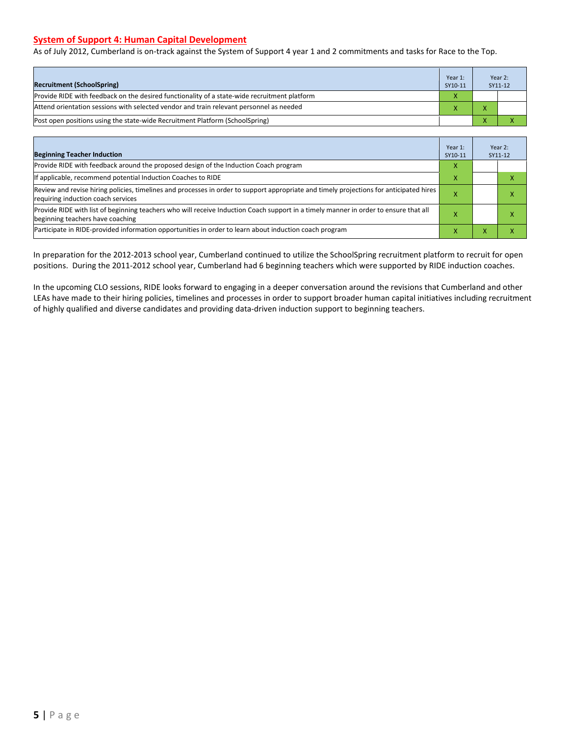## System of Support 4: Human Capital Development

As of July 2012, Cumberland is on-track against the System of Support 4 year 1 and 2 commitments and tasks for Race to the Top.

| Recruitment (SchoolSpring) | Year 1: SY10-11 | Year 2: SY11-12 | |
|---|---|---|---|
| Provide RIDE with feedback on the desired functionality of a state-wide recruitment platform | X | | |
| Attend orientation sessions with selected vendor and train relevant personnel as needed | X | X | |
| Post open positions using the state-wide Recruitment Platform (SchoolSpring) | | X | X |

| Beginning Teacher Induction | Year 1: SY10-11 | Year 2: SY11-12 | |
|---|---|---|---|
| Provide RIDE with feedback around the proposed design of the Induction Coach program | X | | |
| If applicable, recommend potential Induction Coaches to RIDE | X | | X |
| Review and revise hiring policies, timelines and processes in order to support appropriate and timely projections for anticipated hires requiring induction coach services | X | | X |
| Provide RIDE with list of beginning teachers who will receive Induction Coach support in a timely manner in order to ensure that all beginning teachers have coaching | X | | X |
| Participate in RIDE-provided information opportunities in order to learn about induction coach program | X | X | X |

In preparation for the 2012-2013 school year, Cumberland continued to utilize the SchoolSpring recruitment platform to recruit for open positions. During the 2011-2012 school year, Cumberland had 6 beginning teachers which were supported by RIDE induction coaches.

In the upcoming CLO sessions, RIDE looks forward to engaging in a deeper conversation around the revisions that Cumberland and other LEAs have made to their hiring policies, timelines and processes in order to support broader human capital initiatives including recruitment of highly qualified and diverse candidates and providing data-driven induction support to beginning teachers.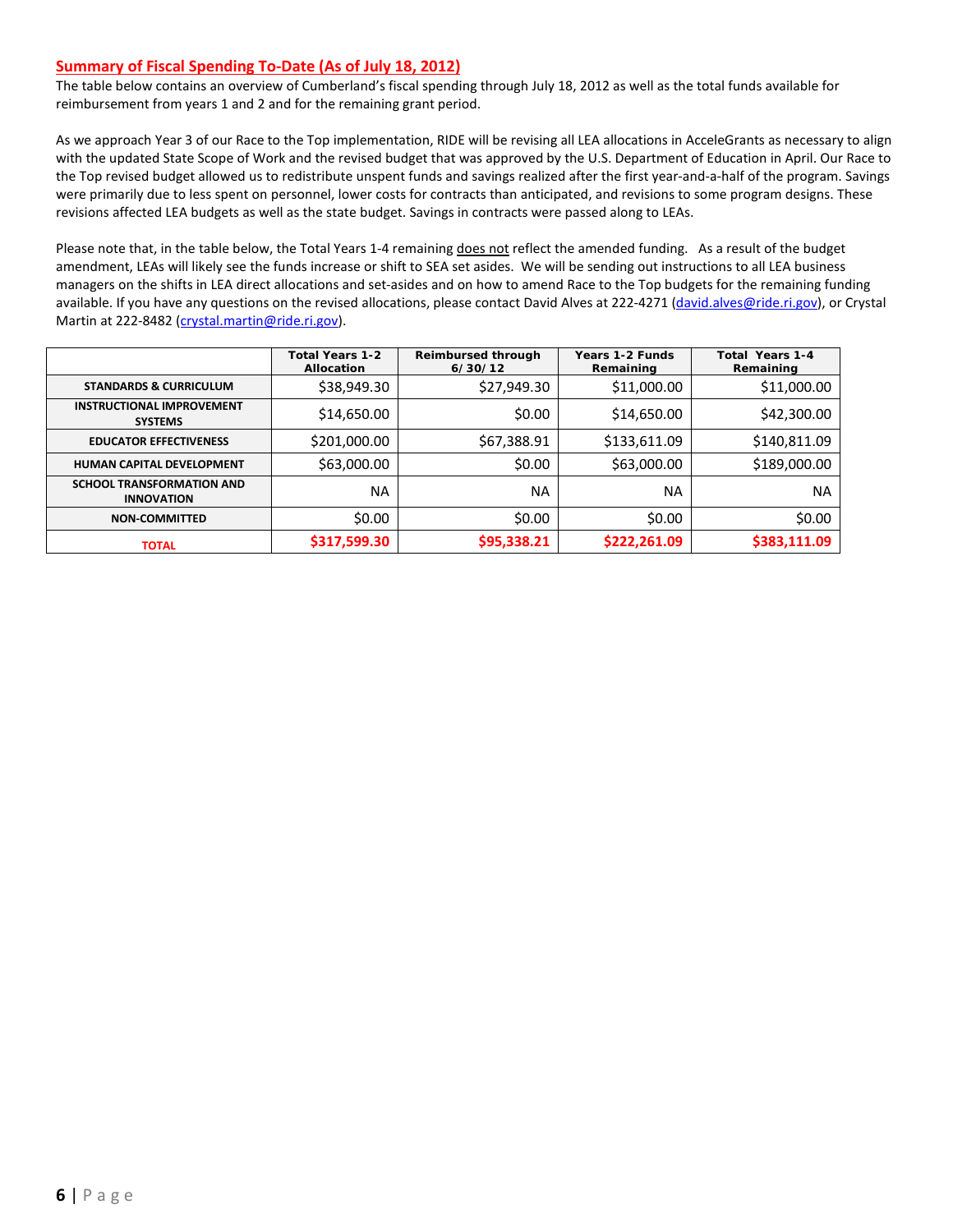## Summary of Fiscal Spending To-Date (As of July 18, 2012)

The table below contains an overview of Cumberland's fiscal spending through July 18, 2012 as well as the total funds available for reimbursement from years 1 and 2 and for the remaining grant period.

As we approach Year 3 of our Race to the Top implementation, RIDE will be revising all LEA allocations in AcceleGrants as necessary to align with the updated State Scope of Work and the revised budget that was approved by the U.S. Department of Education in April. Our Race to the Top revised budget allowed us to redistribute unspent funds and savings realized after the first year-and-a-half of the program. Savings were primarily due to less spent on personnel, lower costs for contracts than anticipated, and revisions to some program designs. These revisions affected LEA budgets as well as the state budget. Savings in contracts were passed along to LEAs.

Please note that, in the table below, the Total Years 1-4 remaining does not reflect the amended funding. As a result of the budget amendment, LEAs will likely see the funds increase or shift to SEA set asides. We will be sending out instructions to all LEA business managers on the shifts in LEA direct allocations and set-asides and on how to amend Race to the Top budgets for the remaining funding available. If you have any questions on the revised allocations, please contact David Alves at 222-4271 (david.alves@ride.ri.gov), or Crystal Martin at 222-8482 (crystal.martin@ride.ri.gov).

| | Total Years 1-2 Allocation | Reimbursed through 6/30/12 | Years 1-2 Funds Remaining | Total Years 1-4 Remaining |
|---|---|---|---|---|
| STANDARDS & CURRICULUM | $38,949.30 | $27,949.30 | $11,000.00 | $11,000.00 |
| INSTRUCTIONAL IMPROVEMENT SYSTEMS | $14,650.00 | $0.00 | $14,650.00 | $42,300.00 |
| EDUCATOR EFFECTIVENESS | $201,000.00 | $67,388.91 | $133,611.09 | $140,811.09 |
| HUMAN CAPITAL DEVELOPMENT | $63,000.00 | $0.00 | $63,000.00 | $189,000.00 |
| SCHOOL TRANSFORMATION AND INNOVATION | NA | NA | NA | NA |
| NON-COMMITTED | $0.00 | $0.00 | $0.00 | $0.00 |
| **TOTAL** | **$317,599.30** | **$95,338.21** | **$222,261.09** | **$383,111.09** |